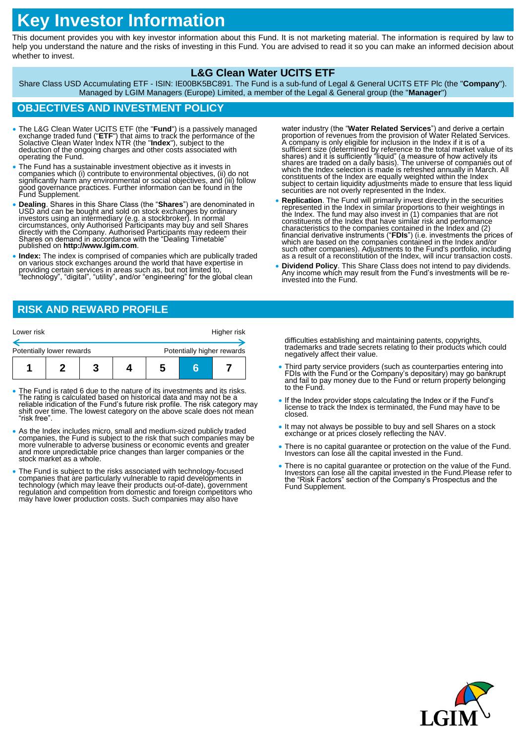# Key Investor Information

This document provides you with key investor information about this Fund. It is not marketing material. The information is required by law to help you understand the nature and the risks of investing in this Fund. You are advised to read it so you can make an informed decision about whether to invest.

## L&G Clean Water UCITS ETF

Share Class USD Accumulating ETF - ISIN: IE00BK5BC891. The Fund is a sub-fund of Legal & General UCITS ETF Plc (the "**Company**"). Managed by LGIM Managers (Europe) Limited, a member of the Legal & General group (the "**Manager**")

## OBJECTIVES AND INVESTMENT POLICY

- The L&G Clean Water UCITS ETF (the "**Fund**") is a passively managed exchange traded fund ("**ETF**") that aims to track the performance of the Solactive Clean Water Index NTR (the "**Index**"), subject to the deduction of the ongoing charges and other costs associated with operating the Fund.
- The Fund has a sustainable investment objective as it invests in companies which (i) contribute to environmental objectives, (ii) do not significantly harm any environmental or social objectives, and (iii) follow good governance practices. Further information can be found in the Fund Supplement.
- **Dealing**. Shares in this Share Class (the "**Shares**") are denominated in USD and can be bought and sold on stock exchanges by ordinary investors using an intermediary (e.g. a stockbroker). In normal circumstances, only Authorised Participants may buy and sell Shares directly with the Company. Authorised Participants may redeem their Shares on demand in accordance with the "Dealing Timetable" published on **http://www.lgim.com**.
- **Index:** The index is comprised of companies which are publically traded on various stock exchanges around the world that have expertise in providing certain services in areas such as, but not limited to, "technology", "digital", "utility", and/or "engineering" for the global clean water industry (the "**Water Related Services**") and derive a certain proportion of revenues from the provision of Water Related Services. A company is only eligible for inclusion in the Index if it is of a sufficient size (determined by reference to the total market value of its shares) and it is sufficiently "liquid" (a measure of how actively its shares are traded on a daily basis). The universe of companies out of which the Index selection is made is refreshed annually in March. All constituents of the Index are equally weighted within the Index subject to certain liquidity adjustments made to ensure that less liquid securities are not overly represented in the Index.
- **Replication**. The Fund will primarily invest directly in the securities represented in the Index in similar proportions to their weightings in the Index. The fund may also invest in (1) companies that are not constituents of the Index that have similar risk and performance characteristics to the companies contained in the Index and (2) financial derivative instruments ("**FDIs**") (i.e. investments the prices of which are based on the companies contained in the Index and/or such other companies). Adjustments to the Fund's portfolio, including as a result of a reconstitution of the Index, will incur transaction costs.
- **Dividend Policy**. This Share Class does not intend to pay dividends. Any income which may result from the Fund's investments will be re-invested into the Fund.

## RISK AND REWARD PROFILE

Lower risk — Higher risk

Potentially lower rewards — Potentially higher rewards

| 1 | 2 | 3 | 4 | 5 | **6** | 7 |
|---|---|---|---|---|---|---|

- The Fund is rated 6 due to the nature of its investments and its risks. The rating is calculated based on historical data and may not be a reliable indication of the Fund's future risk profile. The risk category may shift over time. The lowest category on the above scale does not mean "risk free".
- As the Index includes micro, small and medium-sized publicly traded companies, the Fund is subject to the risk that such companies may be more vulnerable to adverse business or economic events and greater and more unpredictable price changes than larger companies or the stock market as a whole.
- The Fund is subject to the risks associated with technology-focused companies that are particularly vulnerable to rapid developments in technology (which may leave their products out-of-date), government regulation and competition from domestic and foreign competitors who may have lower production costs. Such companies may also have difficulties establishing and maintaining patents, copyrights, trademarks and trade secrets relating to their products which could negatively affect their value.
- Third party service providers (such as counterparties entering into FDIs with the Fund or the Company's depositary) may go bankrupt and fail to pay money due to the Fund or return property belonging to the Fund.
- If the Index provider stops calculating the Index or if the Fund's license to track the Index is terminated, the Fund may have to be closed.
- It may not always be possible to buy and sell Shares on a stock exchange or at prices closely reflecting the NAV.
- There is no capital guarantee or protection on the value of the Fund. Investors can lose all the capital invested in the Fund.
- There is no capital guarantee or protection on the value of the Fund. Investors can lose all the capital invested in the Fund.Please refer to the "Risk Factors" section of the Company's Prospectus and the Fund Supplement.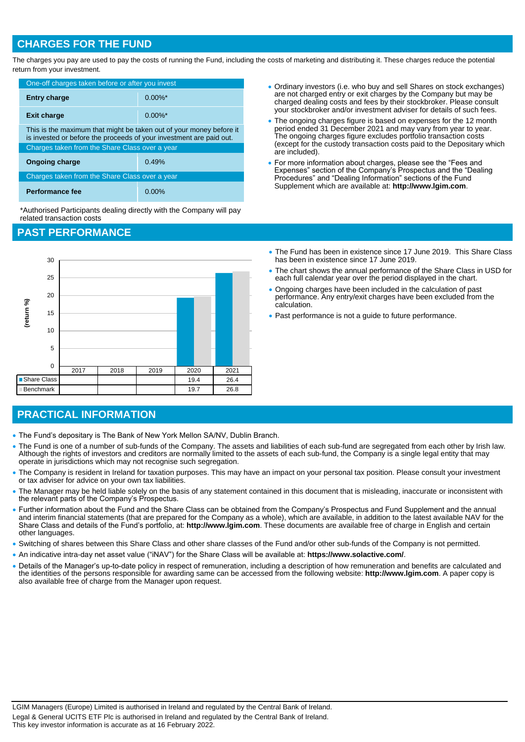## CHARGES FOR THE FUND

The charges you pay are used to pay the costs of running the Fund, including the costs of marketing and distributing it. These charges reduce the potential return from your investment.

| One-off charges taken before or after you invest | |
|---|---|
| **Entry charge** | 0.00%* |
| **Exit charge** | 0.00%* |
| This is the maximum that might be taken out of your money before it is invested or before the proceeds of your investment are paid out. | |
| Charges taken from the Share Class over a year | |
| **Ongoing charge** | 0.49% |
| Charges taken from the Share Class over a year | |
| **Performance fee** | 0.00% |

*Authorised Participants dealing directly with the Company will pay related transaction costs

- Ordinary investors (i.e. who buy and sell Shares on stock exchanges) are not charged entry or exit charges by the Company but may be charged dealing costs and fees by their stockbroker. Please consult your stockbroker and/or investment adviser for details of such fees.
- The ongoing charges figure is based on expenses for the 12 month period ended 31 December 2021 and may vary from year to year. The ongoing charges figure excludes portfolio transaction costs (except for the custody transaction costs paid to the Depositary which are included).
- For more information about charges, please see the “Fees and Expenses” section of the Company’s Prospectus and the “Dealing Procedures” and “Dealing Information” sections of the Fund Supplement which are available at: **http://www.lgim.com**.

## PAST PERFORMANCE

(return %)

30
25
20
15
10
5
0

2017 2018 2019 2020 2021

Share Class: 2020: 19.4; 2021: 26.4

Benchmark: 2020: 19.7; 2021: 26.8

- The Fund has been in existence since 17 June 2019. This Share Class has been in existence since 17 June 2019.
- The chart shows the annual performance of the Share Class in USD for each full calendar year over the period displayed in the chart.
- Ongoing charges have been included in the calculation of past performance. Any entry/exit charges have been excluded from the calculation.
- Past performance is not a guide to future performance.

## PRACTICAL INFORMATION

- The Fund’s depositary is The Bank of New York Mellon SA/NV, Dublin Branch.
- The Fund is one of a number of sub-funds of the Company. The assets and liabilities of each sub-fund are segregated from each other by Irish law. Although the rights of investors and creditors are normally limited to the assets of each sub-fund, the Company is a single legal entity that may operate in jurisdictions which may not recognise such segregation.
- The Company is resident in Ireland for taxation purposes. This may have an impact on your personal tax position. Please consult your investment or tax adviser for advice on your own tax liabilities.
- The Manager may be held liable solely on the basis of any statement contained in this document that is misleading, inaccurate or inconsistent with the relevant parts of the Company’s Prospectus.
- Further information about the Fund and the Share Class can be obtained from the Company’s Prospectus and Fund Supplement and the annual and interim financial statements (that are prepared for the Company as a whole), which are available, in addition to the latest available NAV for the Share Class and details of the Fund’s portfolio, at: **http://www.lgim.com**. These documents are available free of charge in English and certain other languages.
- Switching of shares between this Share Class and other share classes of the Fund and/or other sub-funds of the Company is not permitted.
- An indicative intra-day net asset value (“iNAV”) for the Share Class will be available at: **https://www.solactive.com/**.
- Details of the Manager’s up-to-date policy in respect of remuneration, including a description of how remuneration and benefits are calculated and the identities of the persons responsible for awarding same can be accessed from the following website: **http://www.lgim.com**. A paper copy is also available free of charge from the Manager upon request.

LGIM Managers (Europe) Limited is authorised in Ireland and regulated by the Central Bank of Ireland.
Legal & General UCITS ETF Plc is authorised in Ireland and regulated by the Central Bank of Ireland.
This key investor information is accurate as at 16 February 2022.